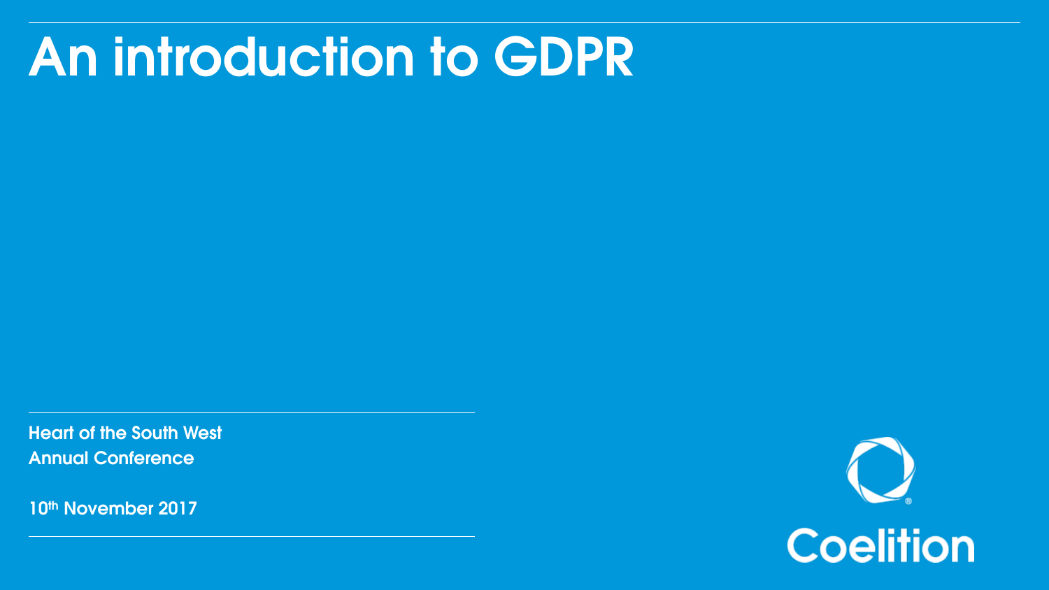# An introduction to GDPR

Heart of the South West
Annual Conference

10th November 2017

Coelition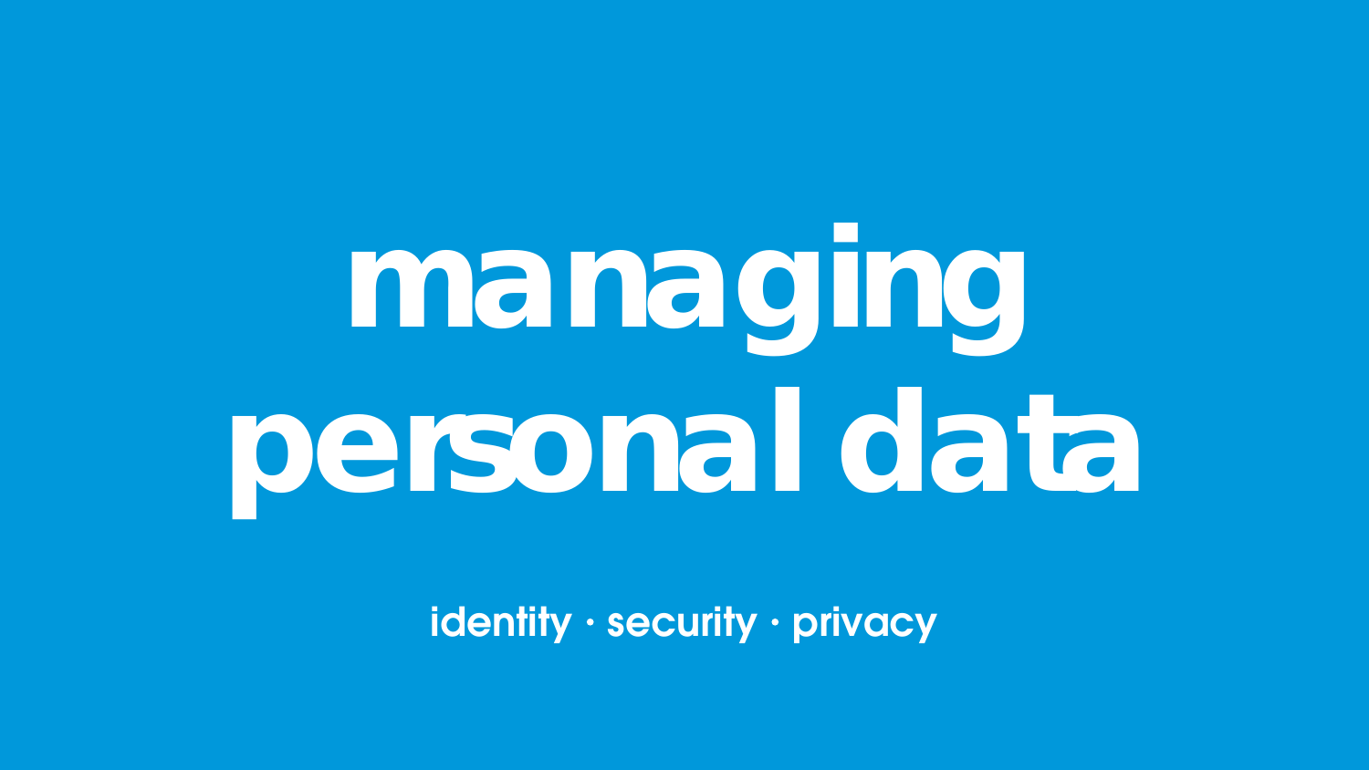# managing personal data

identity · security · privacy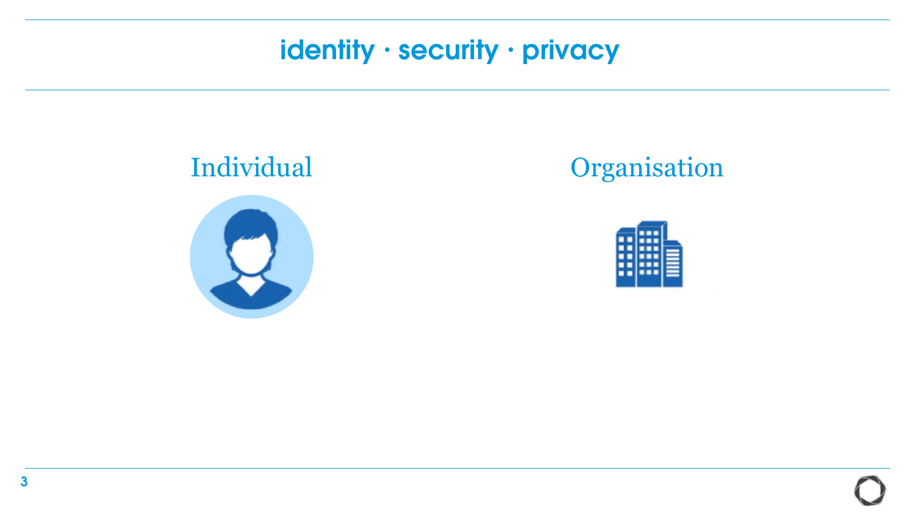# identity · security · privacy

Individual

Organisation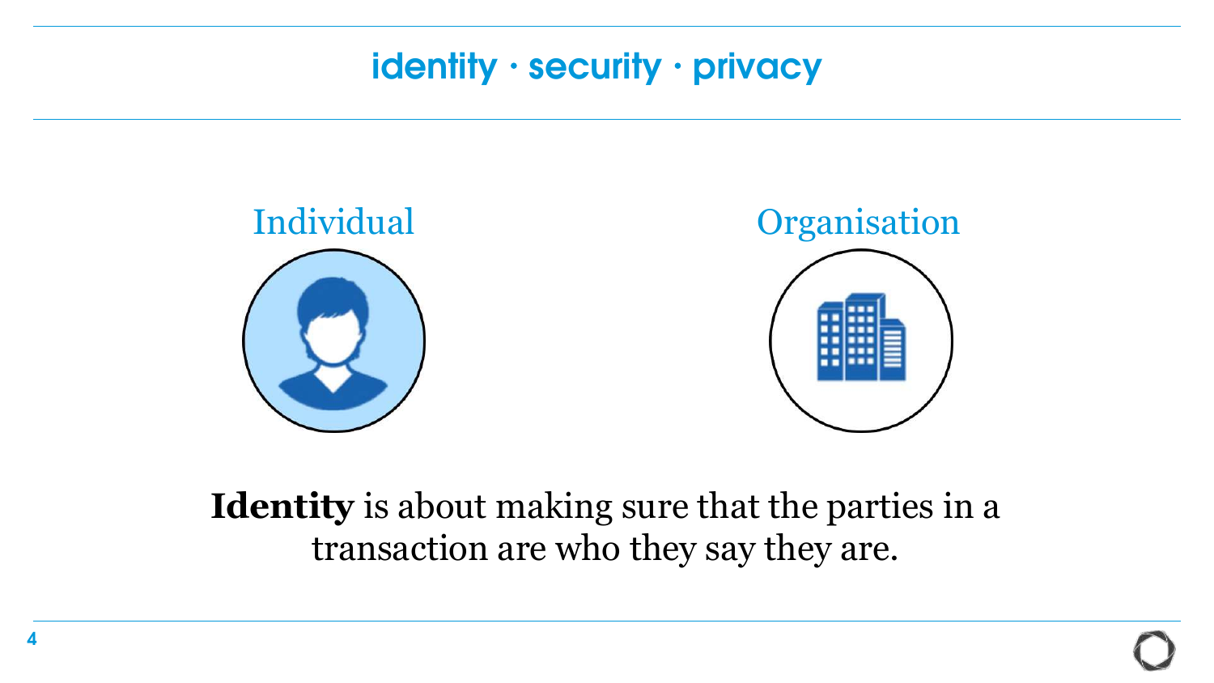## identity · security · privacy

Individual

Organisation

**Identity** is about making sure that the parties in a transaction are who they say they are.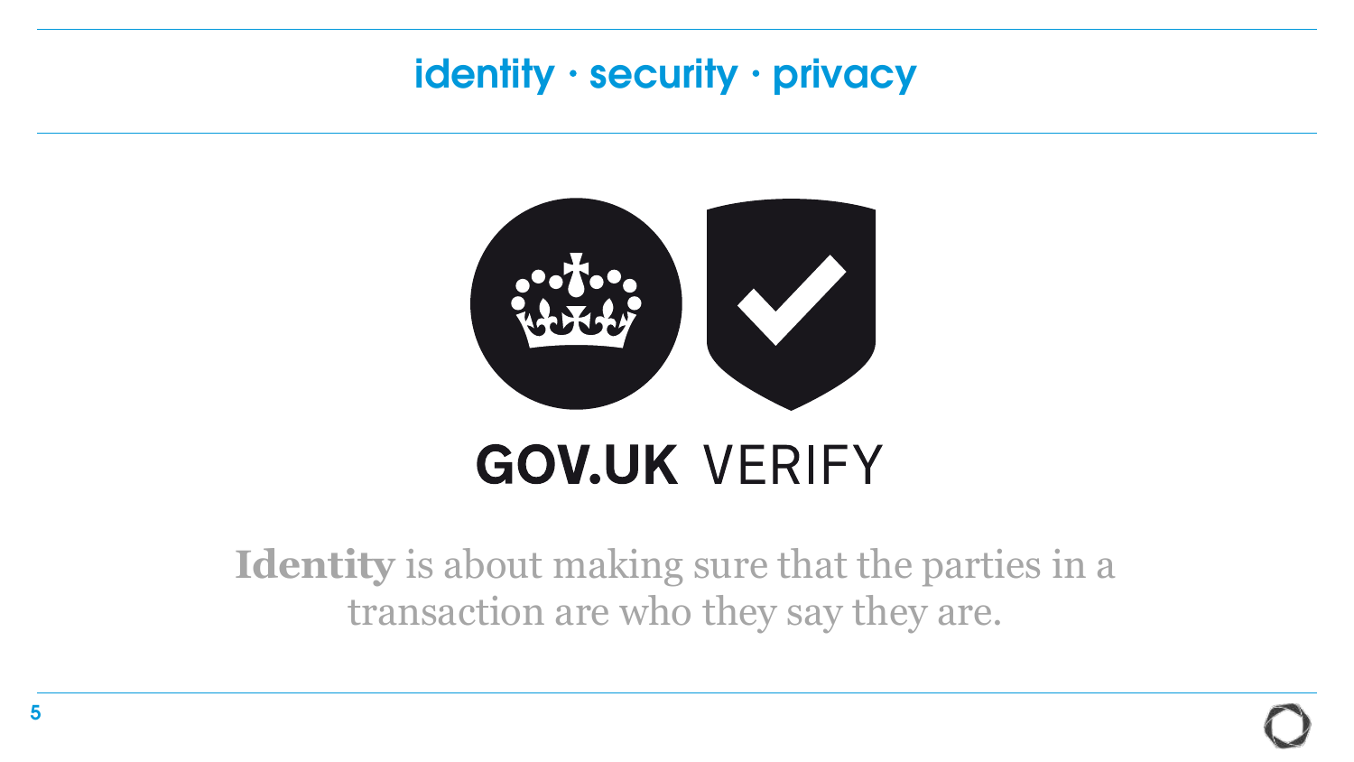## identity · security · privacy

GOV.UK VERIFY

**Identity** is about making sure that the parties in a transaction are who they say they are.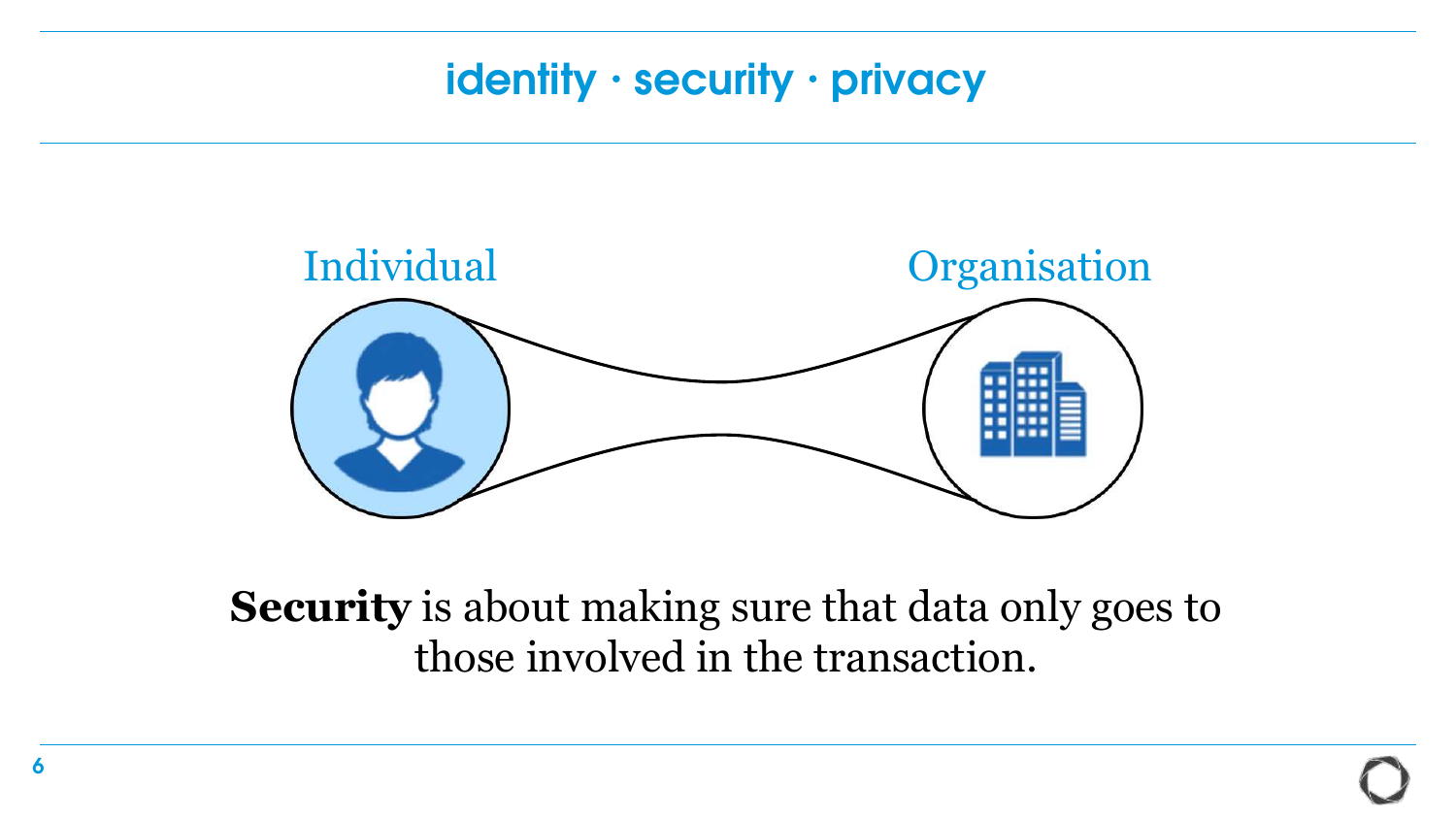## identity · security · privacy

Individual

Organisation

**Security** is about making sure that data only goes to those involved in the transaction.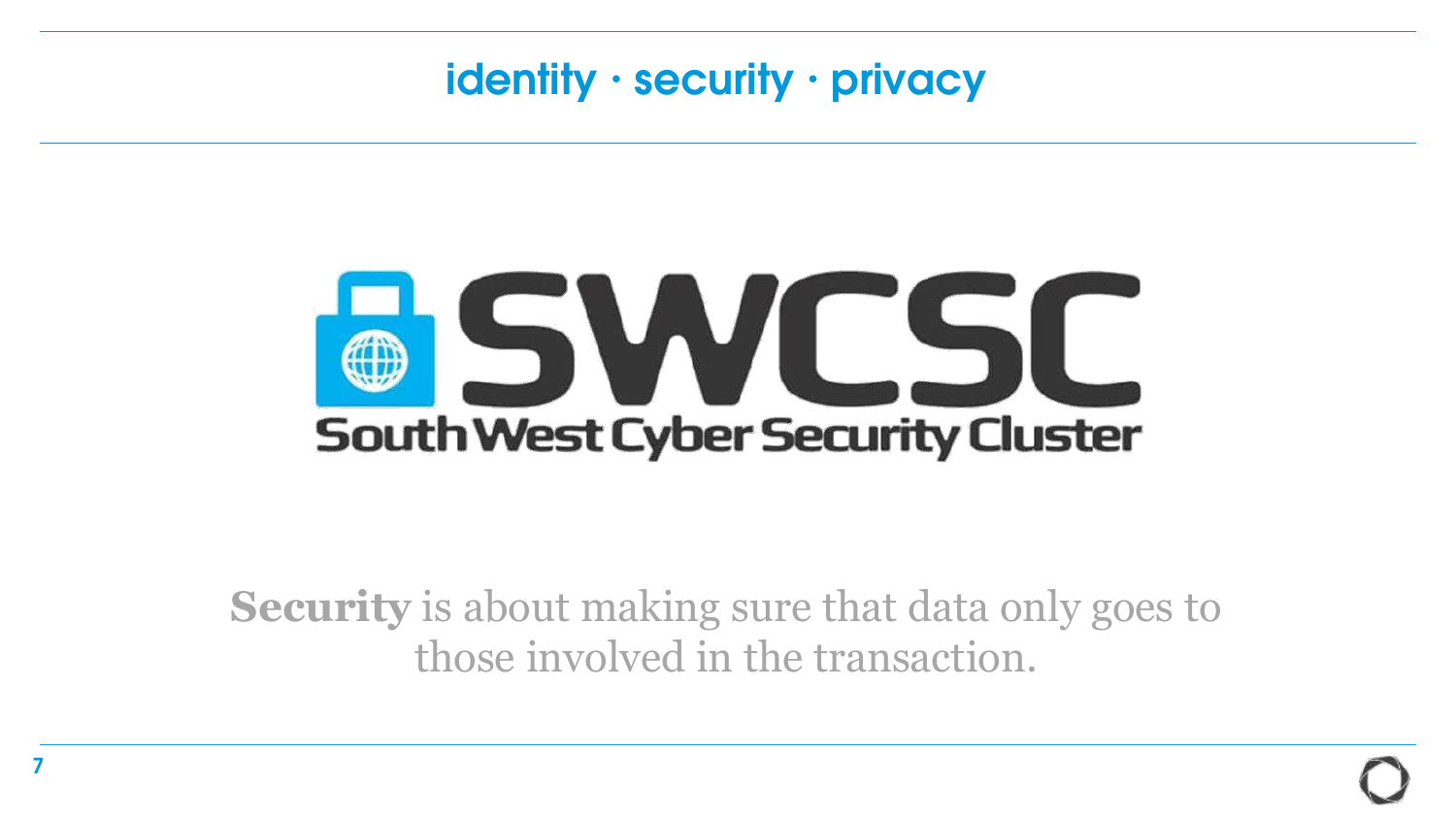identity · security · privacy

SWCSC

South West Cyber Security Cluster

**Security** is about making sure that data only goes to those involved in the transaction.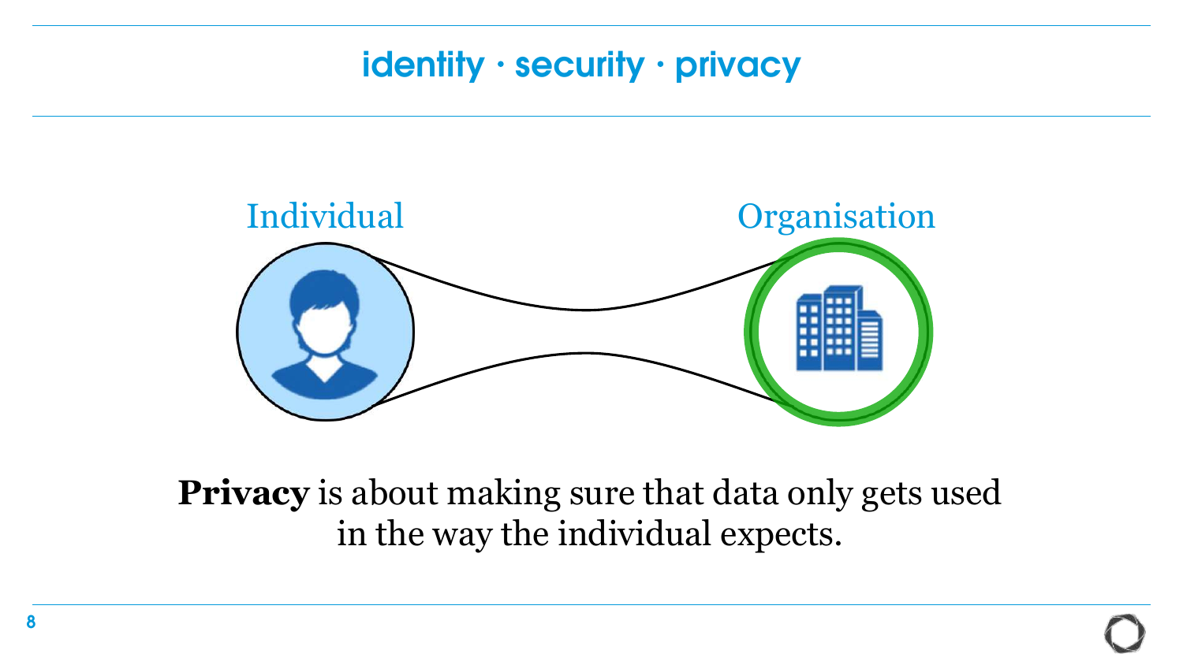## identity · security · privacy

Individual

Organisation

**Privacy** is about making sure that data only gets used in the way the individual expects.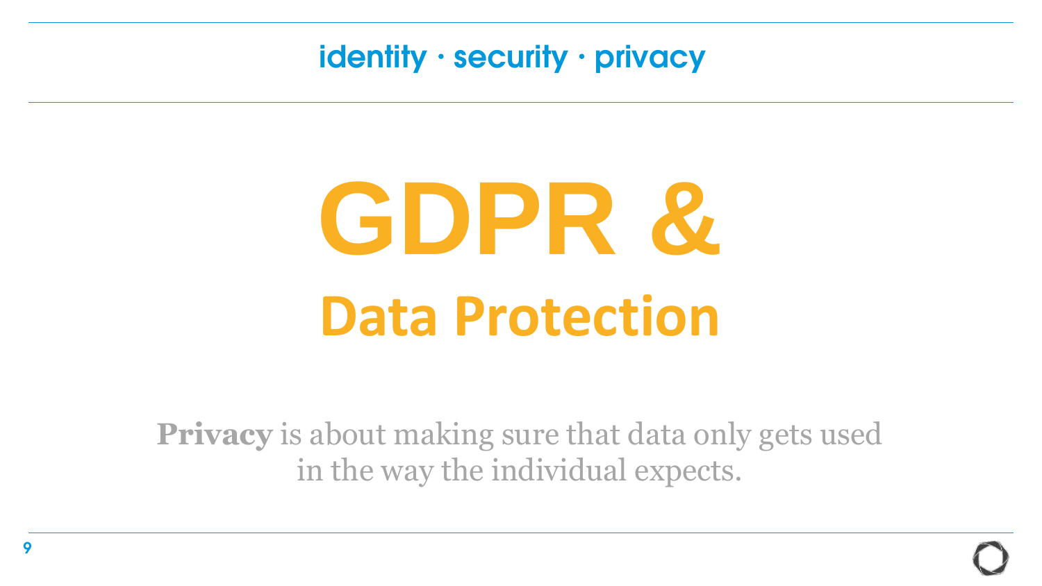identity · security · privacy

# GDPR &

## Data Protection

**Privacy** is about making sure that data only gets used in the way the individual expects.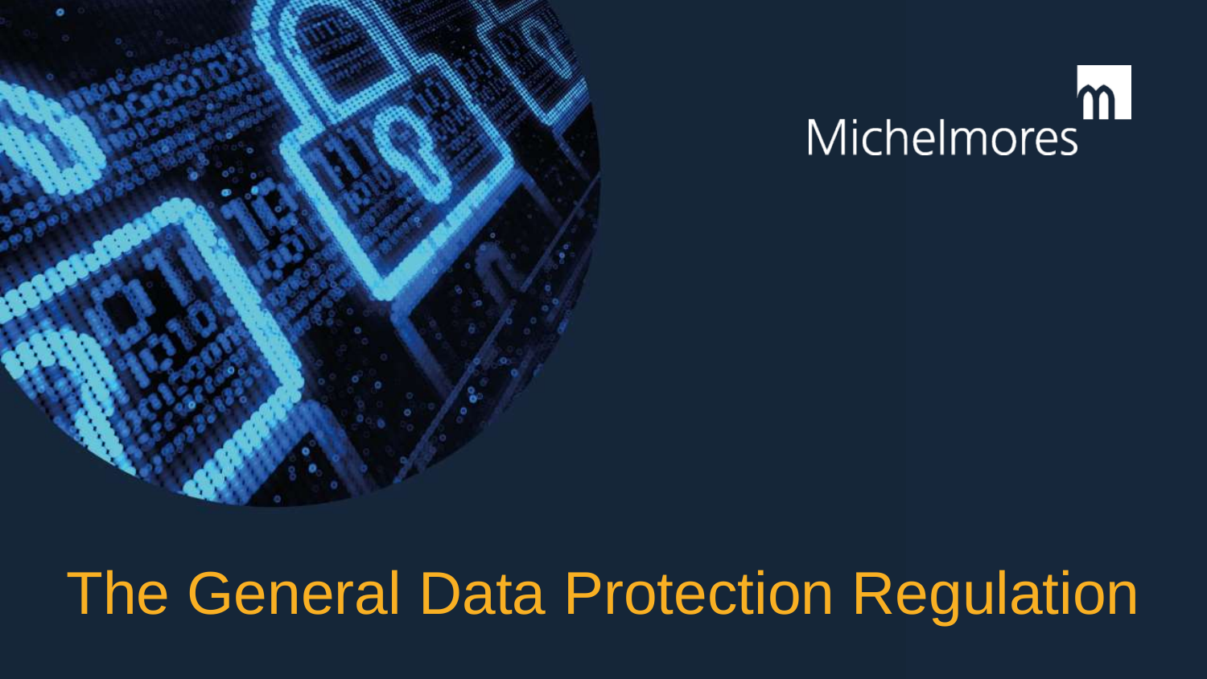Michelmores

# The General Data Protection Regulation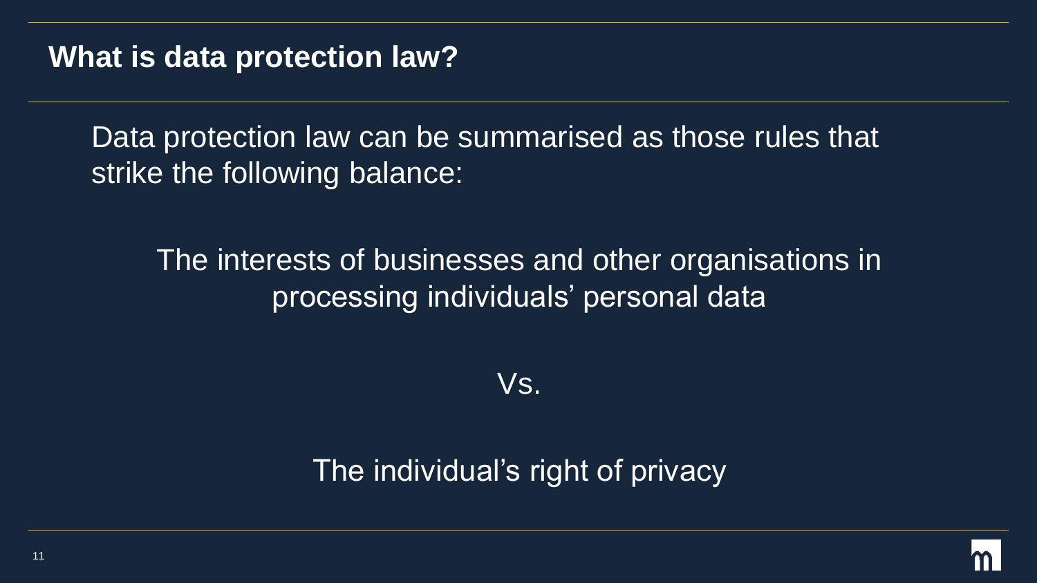## What is data protection law?

Data protection law can be summarised as those rules that strike the following balance:

The interests of businesses and other organisations in processing individuals' personal data

Vs.

The individual's right of privacy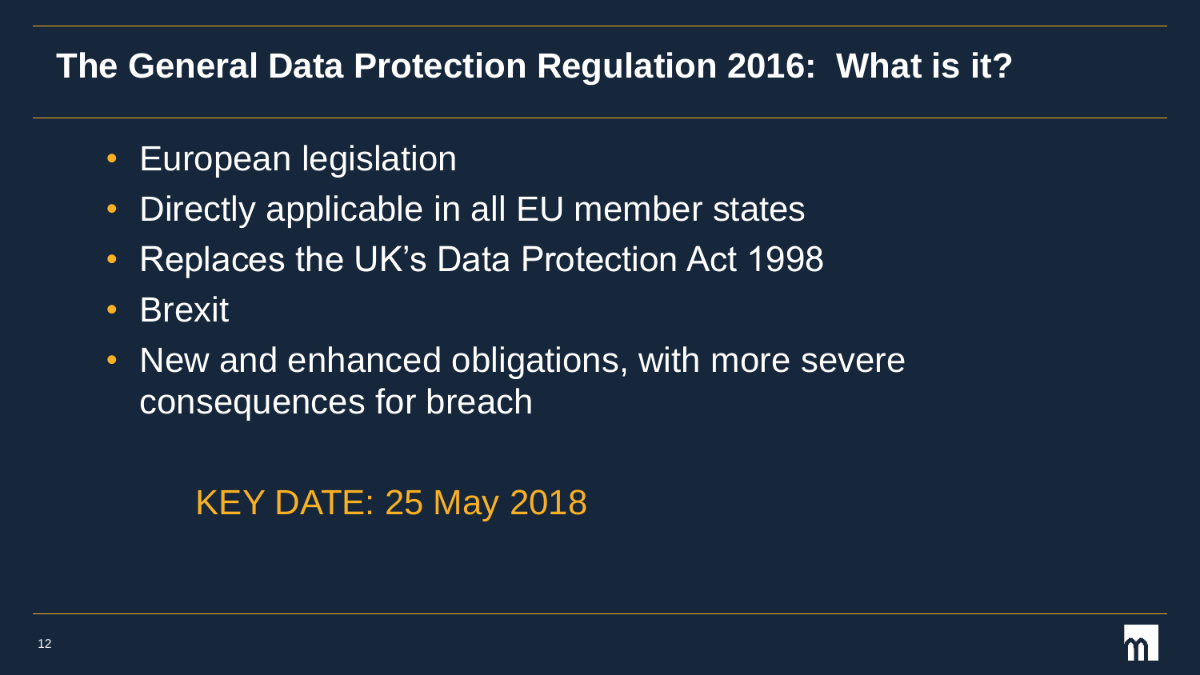## The General Data Protection Regulation 2016: What is it?

- European legislation
- Directly applicable in all EU member states
- Replaces the UK's Data Protection Act 1998
- Brexit
- New and enhanced obligations, with more severe consequences for breach

KEY DATE: 25 May 2018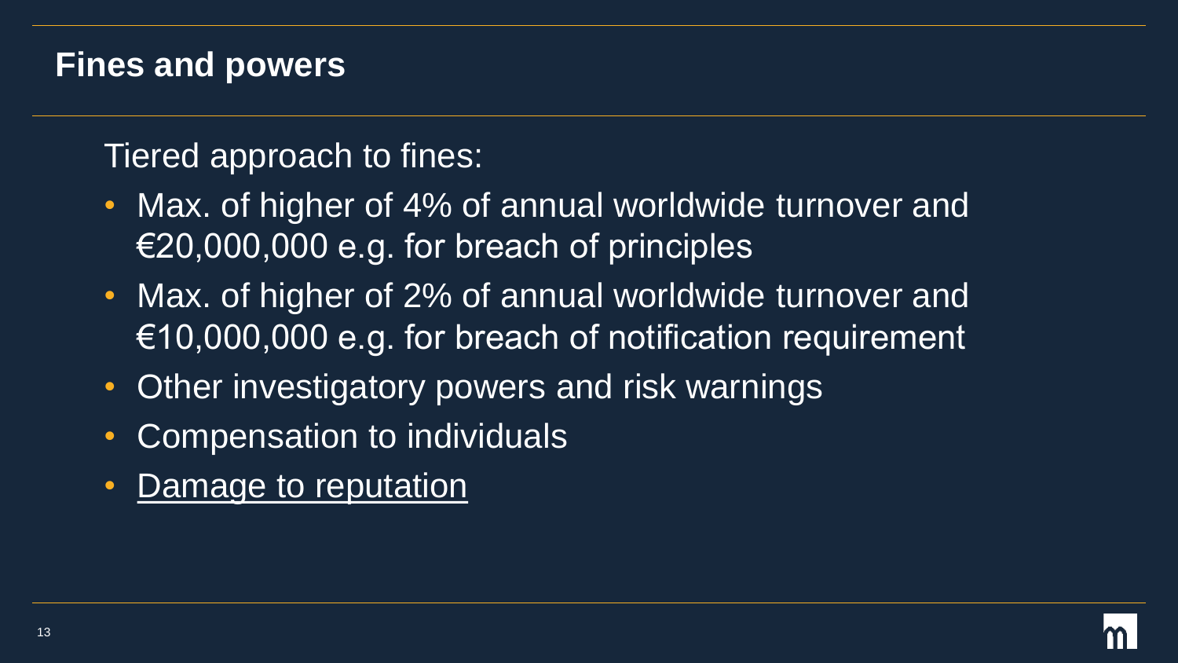## Fines and powers

Tiered approach to fines:

- Max. of higher of 4% of annual worldwide turnover and €20,000,000 e.g. for breach of principles
- Max. of higher of 2% of annual worldwide turnover and €10,000,000 e.g. for breach of notification requirement
- Other investigatory powers and risk warnings
- Compensation to individuals
- Damage to reputation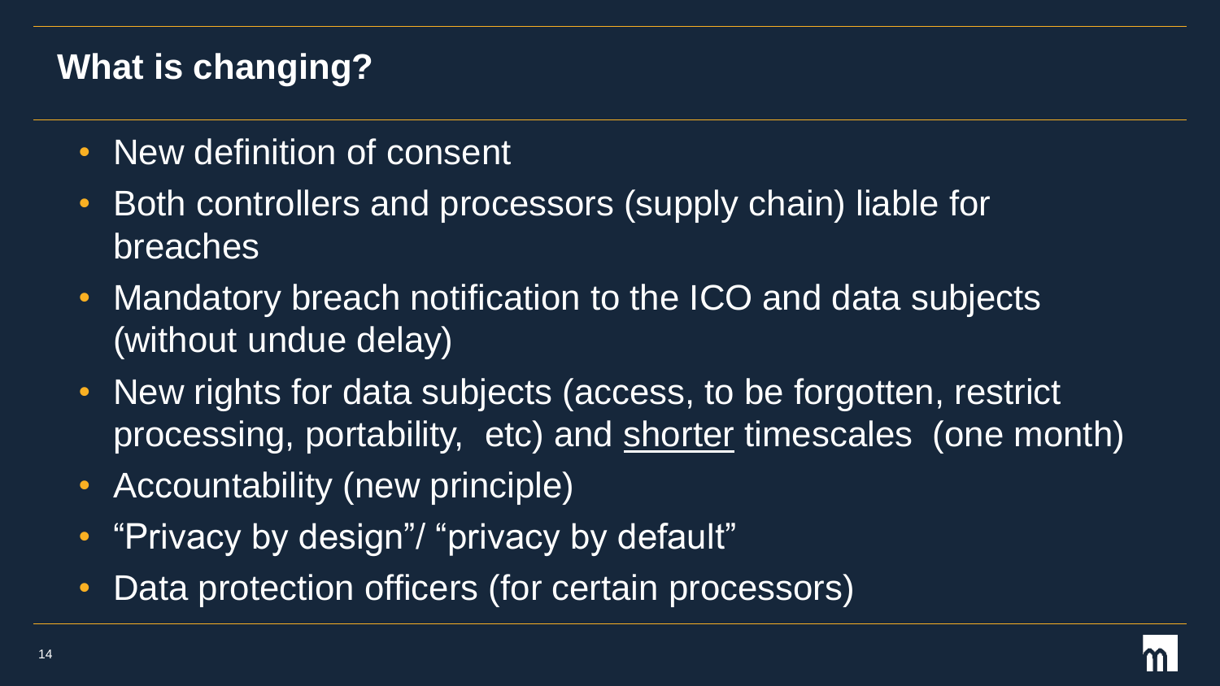## What is changing?

- New definition of consent
- Both controllers and processors (supply chain) liable for breaches
- Mandatory breach notification to the ICO and data subjects (without undue delay)
- New rights for data subjects (access, to be forgotten, restrict processing, portability, etc) and <u>shorter</u> timescales (one month)
- Accountability (new principle)
- "Privacy by design"/ "privacy by default"
- Data protection officers (for certain processors)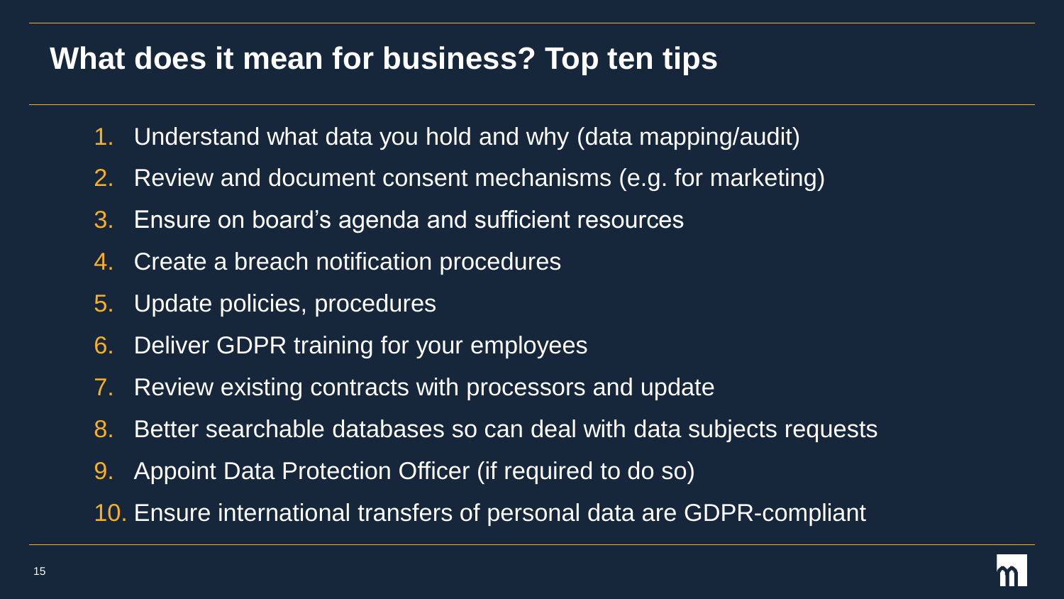## What does it mean for business? Top ten tips

1. Understand what data you hold and why (data mapping/audit)
2. Review and document consent mechanisms (e.g. for marketing)
3. Ensure on board's agenda and sufficient resources
4. Create a breach notification procedures
5. Update policies, procedures
6. Deliver GDPR training for your employees
7. Review existing contracts with processors and update
8. Better searchable databases so can deal with data subjects requests
9. Appoint Data Protection Officer (if required to do so)
10. Ensure international transfers of personal data are GDPR-compliant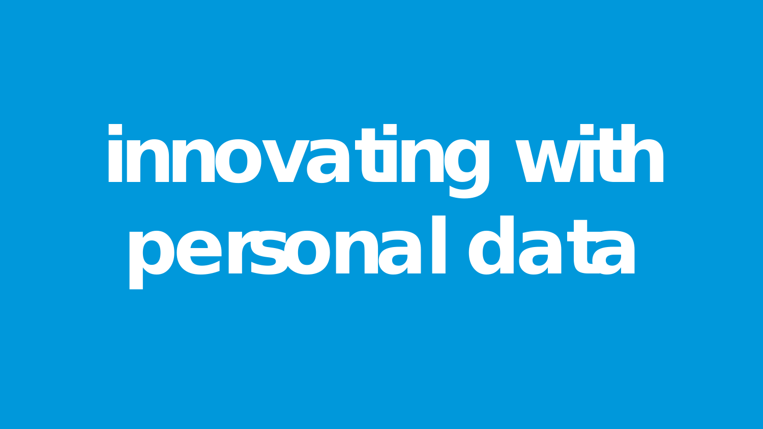# innovating with personal data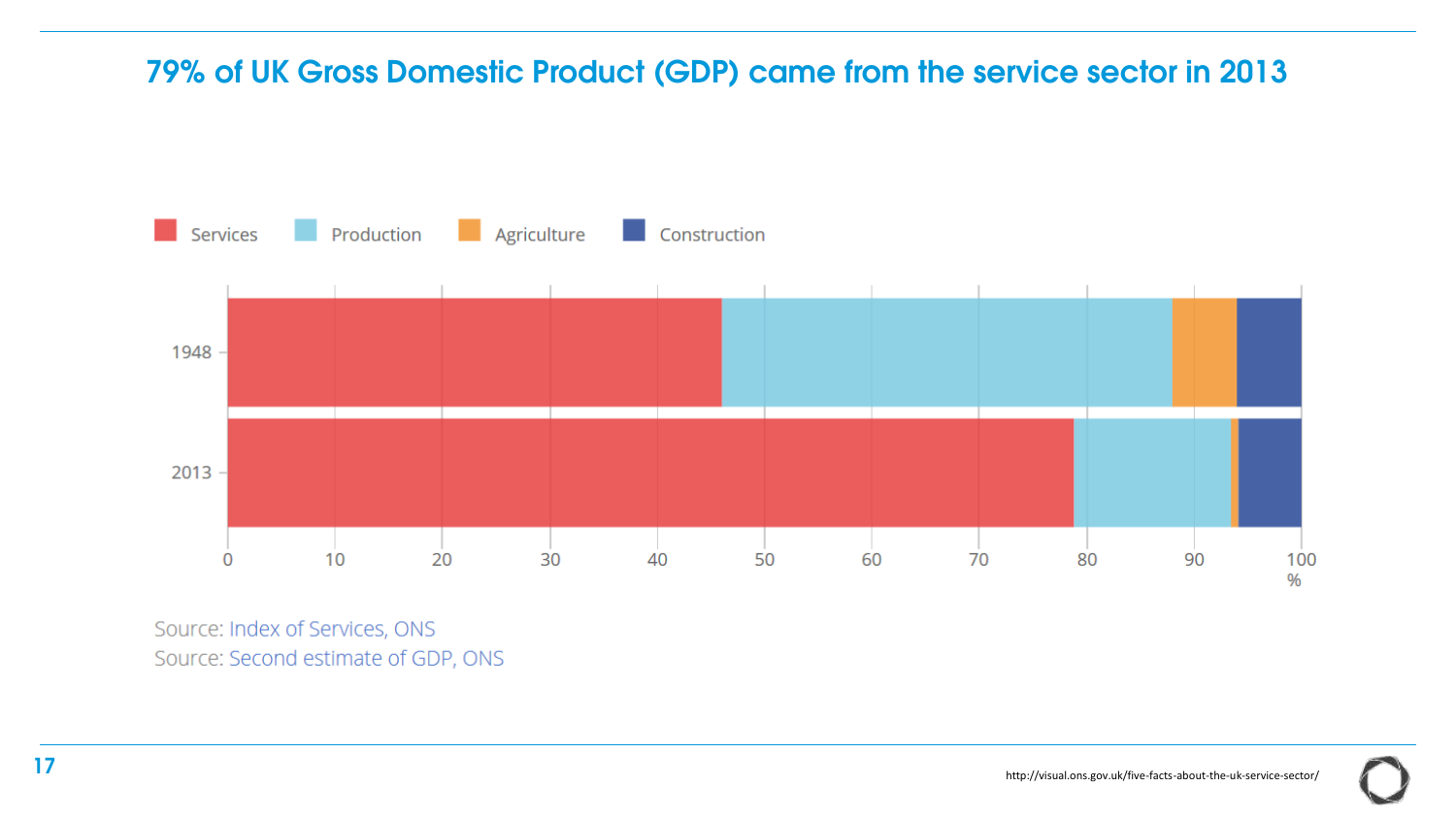# 79% of UK Gross Domestic Product (GDP) came from the service sector in 2013

Services Production Agriculture Construction

1948

2013

0 10 20 30 40 50 60 70 80 90 100 %

Source: Index of Services, ONS

Source: Second estimate of GDP, ONS

http://visual.ons.gov.uk/five-facts-about-the-uk-service-sector/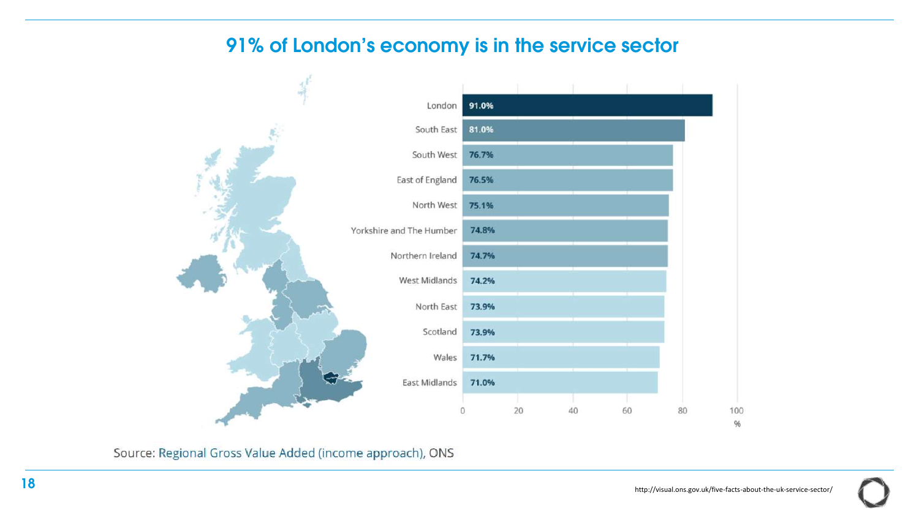# 91% of London's economy is in the service sector

| Region | % |
|---|---|
| London | 91.0% |
| South East | 81.0% |
| South West | 76.7% |
| East of England | 76.5% |
| North West | 75.1% |
| Yorkshire and The Humber | 74.8% |
| Northern Ireland | 74.7% |
| West Midlands | 74.2% |
| North East | 73.9% |
| Scotland | 73.9% |
| Wales | 71.7% |
| East Midlands | 71.0% |

Source: Regional Gross Value Added (income approach), ONS

http://visual.ons.gov.uk/five-facts-about-the-uk-service-sector/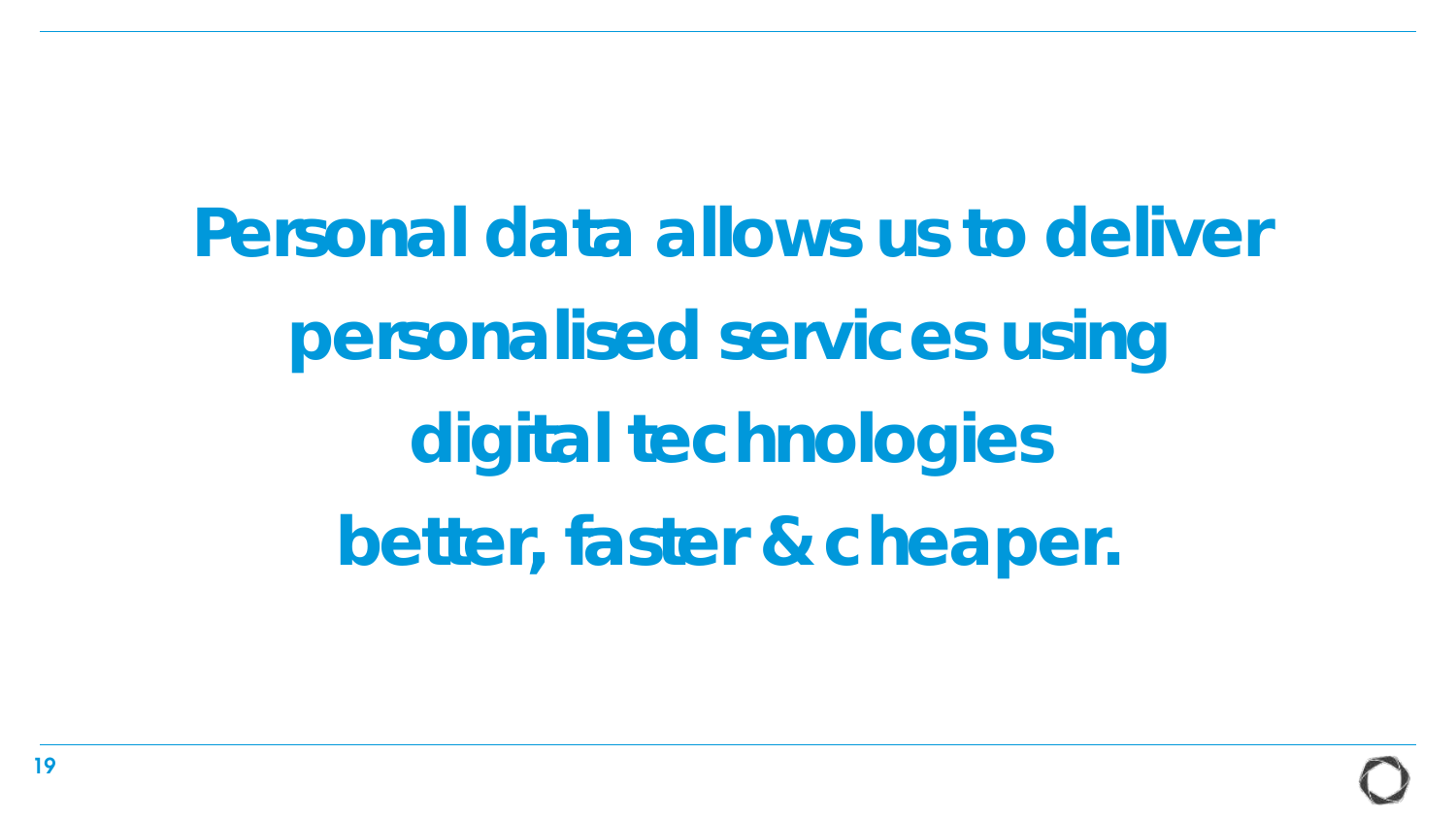**Personal data allows us to deliver personalised services using digital technologies better, faster & cheaper.**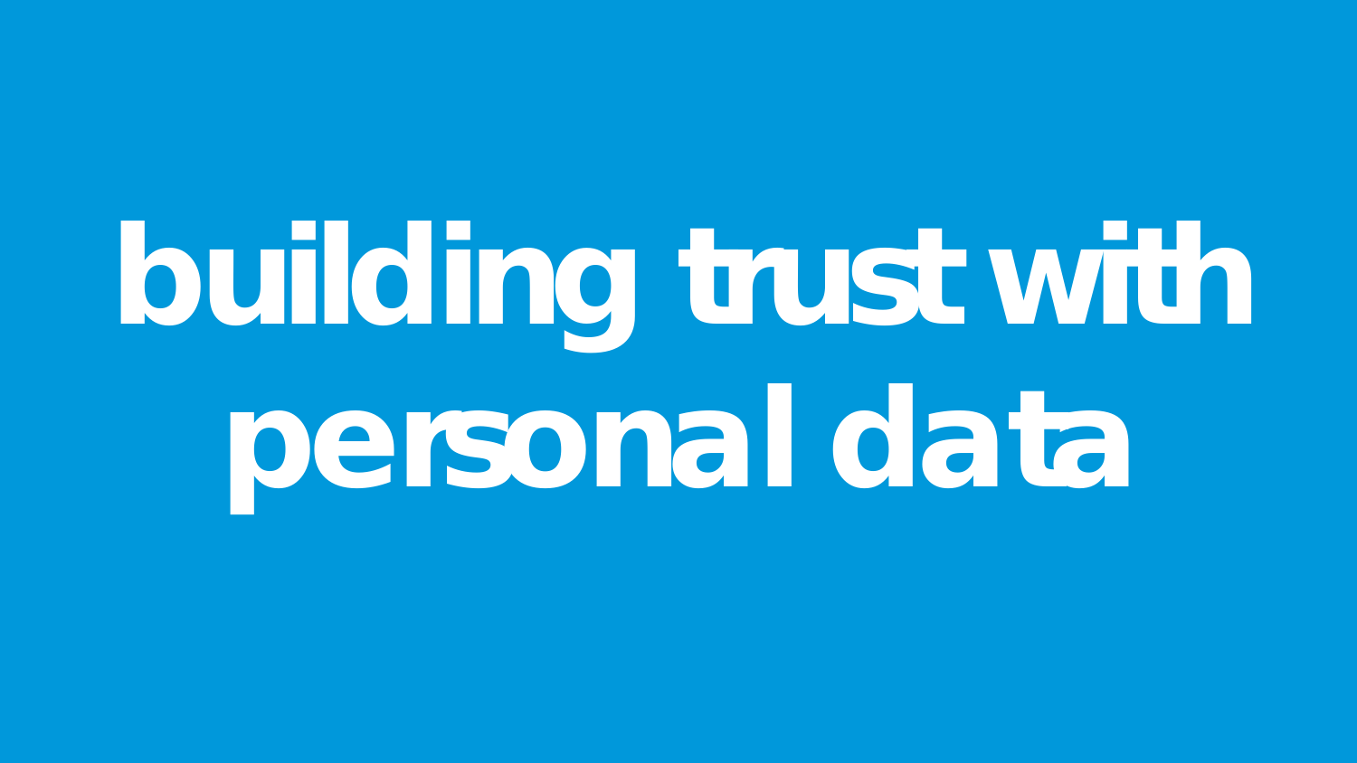# building trust with personal data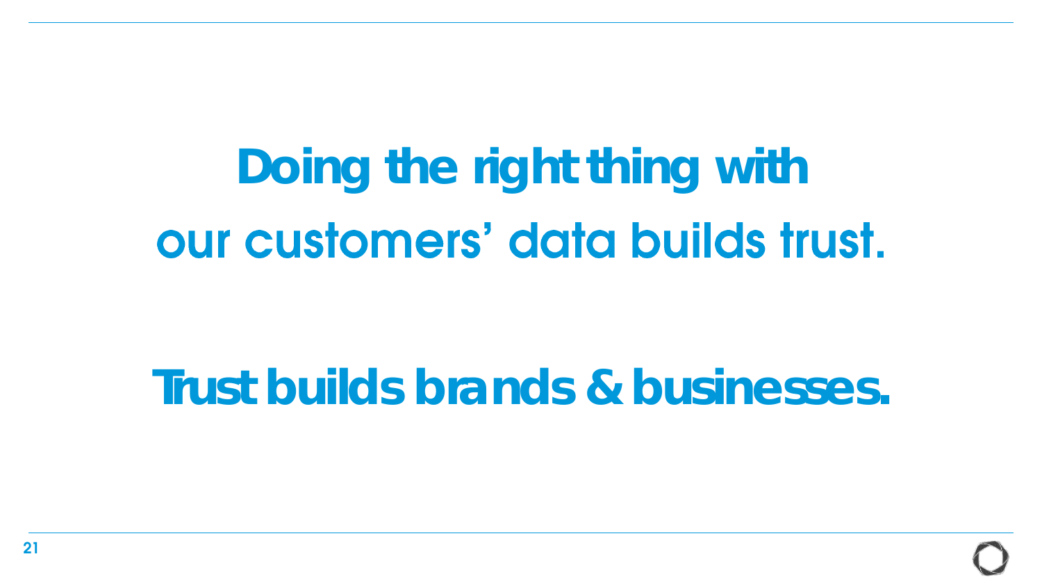**Doing the right thing with our customers' data builds trust.**

**Trust builds brands & businesses.**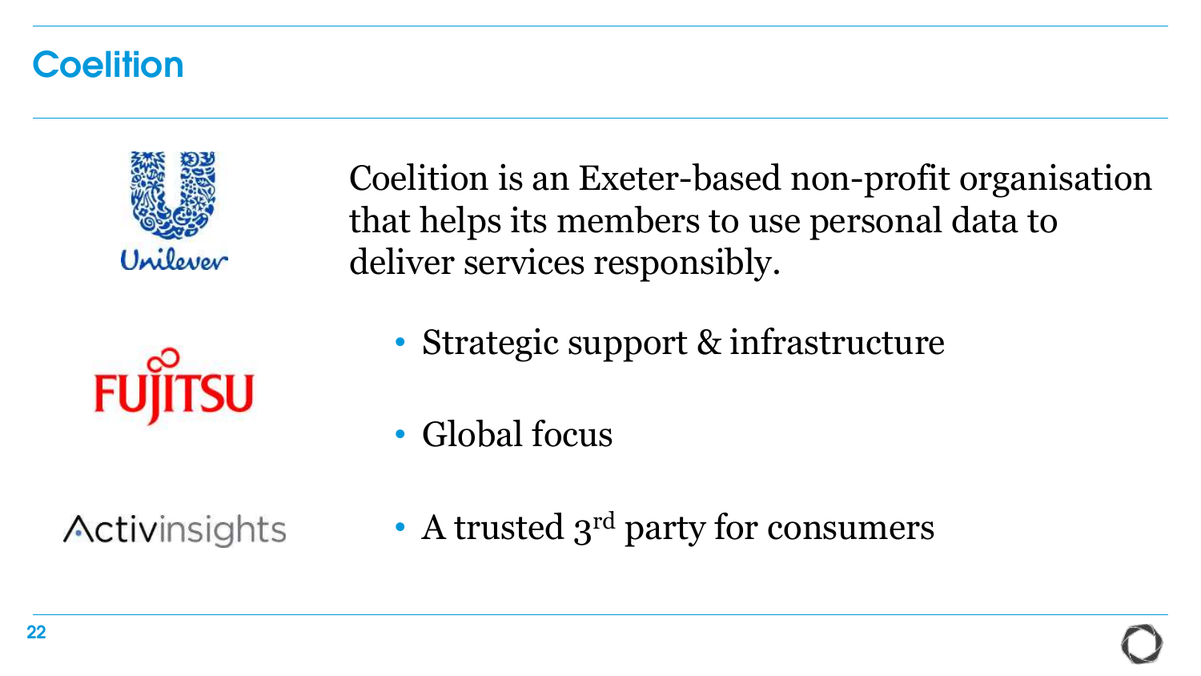# Coelition

Coelition is an Exeter-based non-profit organisation that helps its members to use personal data to deliver services responsibly.

- Strategic support & infrastructure
- Global focus
- A trusted 3rd party for consumers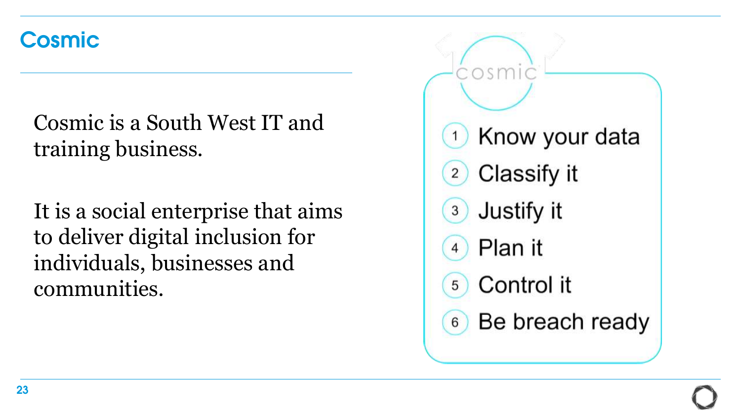# Cosmic

Cosmic is a South West IT and training business.

It is a social enterprise that aims to deliver digital inclusion for individuals, businesses and communities.

cosmic

1. Know your data
2. Classify it
3. Justify it
4. Plan it
5. Control it
6. Be breach ready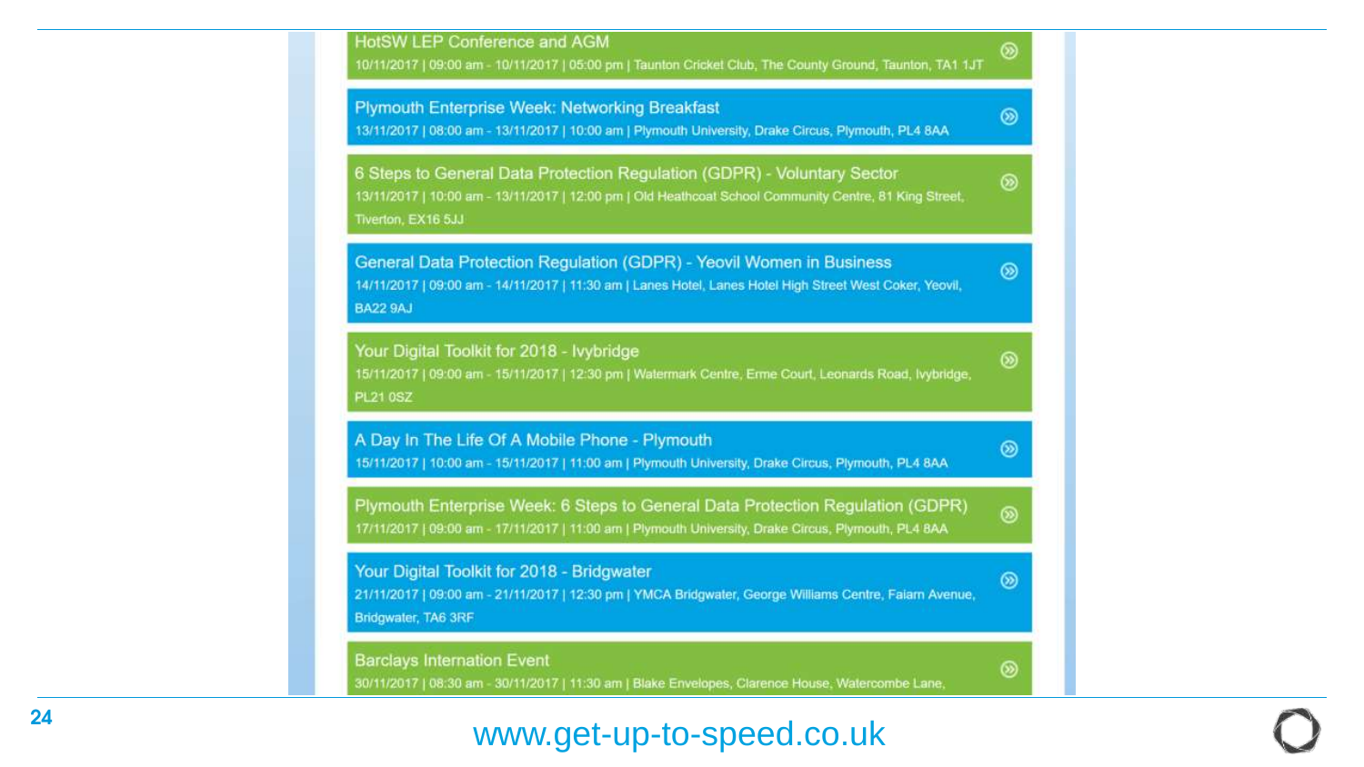**HotSW LEP Conference and AGM**
10/11/2017 | 09:00 am - 10/11/2017 | 05:00 pm | Taunton Cricket Club, The County Ground, Taunton, TA1 1JT

**Plymouth Enterprise Week: Networking Breakfast**
13/11/2017 | 08:00 am - 13/11/2017 | 10:00 am | Plymouth University, Drake Circus, Plymouth, PL4 8AA

**6 Steps to General Data Protection Regulation (GDPR) - Voluntary Sector**
13/11/2017 | 10:00 am - 13/11/2017 | 12:00 pm | Old Heathcoat School Community Centre, 81 King Street, Tiverton, EX16 5JJ

**General Data Protection Regulation (GDPR) - Yeovil Women in Business**
14/11/2017 | 09:00 am - 14/11/2017 | 11:30 am | Lanes Hotel, Lanes Hotel High Street West Coker, Yeovil, BA22 9AJ

**Your Digital Toolkit for 2018 - Ivybridge**
15/11/2017 | 09:00 am - 15/11/2017 | 12:30 pm | Watermark Centre, Erme Court, Leonards Road, Ivybridge, PL21 0SZ

**A Day In The Life Of A Mobile Phone - Plymouth**
15/11/2017 | 10:00 am - 15/11/2017 | 11:00 am | Plymouth University, Drake Circus, Plymouth, PL4 8AA

**Plymouth Enterprise Week: 6 Steps to General Data Protection Regulation (GDPR)**
17/11/2017 | 09:00 am - 17/11/2017 | 11:00 am | Plymouth University, Drake Circus, Plymouth, PL4 8AA

**Your Digital Toolkit for 2018 - Bridgwater**
21/11/2017 | 09:00 am - 21/11/2017 | 12:30 pm | YMCA Bridgwater, George Williams Centre, Falarn Avenue, Bridgwater, TA6 3RF

**Barclays Internation Event**
30/11/2017 | 08:30 am - 30/11/2017 | 11:30 am | Blake Envelopes, Clarence House, Watercombe Lane,

www.get-up-to-speed.co.uk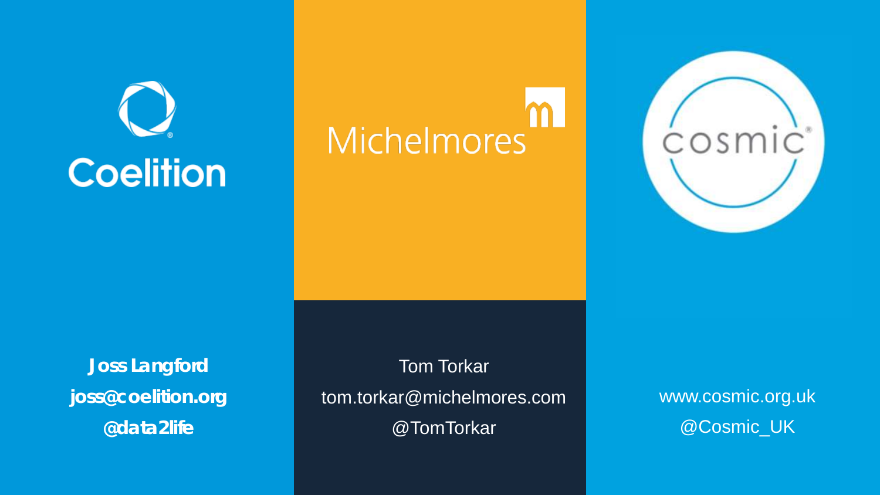Coelition

**Joss Langford**

**joss@coelition.org**

**@data2life**

Michelmores

Tom Torkar

tom.torkar@michelmores.com

@TomTorkar

cosmic

www.cosmic.org.uk

@Cosmic_UK